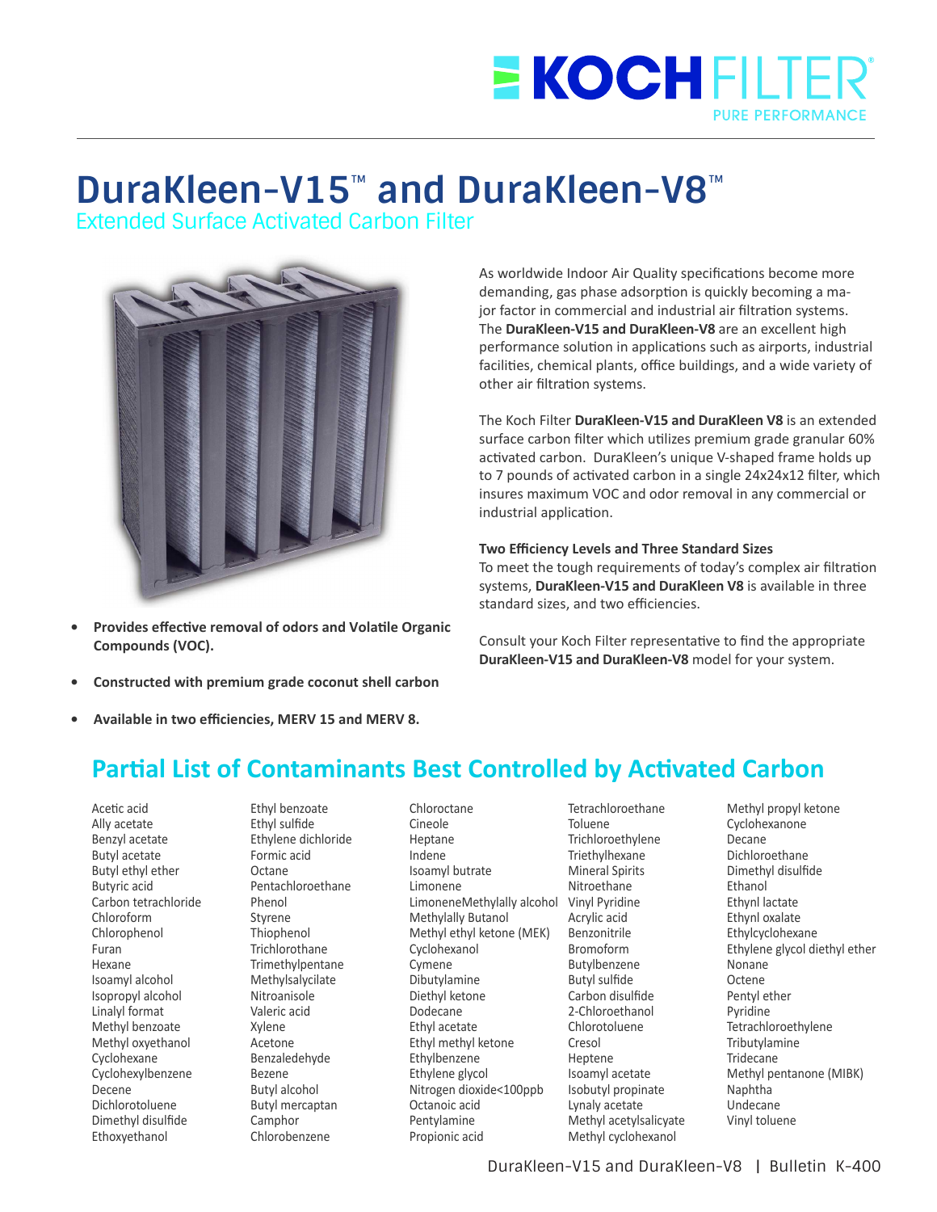# DuraKleen-V15™ and DuraKleen-V8™

## Extended Surface Activated Carbon Filter

As worldwide Indoor Air Quality specifications become more demanding, gas phase adsorption is quickly becoming a major factor in commercial and industrial air filtration systems. The **DuraKleen-V15 and DuraKleen-V8** are an excellent high performance solution in applications such as airports, industrial facilities, chemical plants, office buildings, and a wide variety of other air filtration systems.

The Koch Filter **DuraKleen-V15 and DuraKleen V8** is an extended surface carbon filter which utilizes premium grade granular 60% activated carbon. DuraKleen's unique V-shaped frame holds up to 7 pounds of activated carbon in a single 24x24x12 filter, which insures maximum VOC and odor removal in any commercial or industrial application.

**Two Efficiency Levels and Three Standard Sizes**

To meet the tough requirements of today's complex air filtration systems, **DuraKleen-V15 and DuraKleen V8** is available in three standard sizes, and two efficiencies.

Consult your Koch Filter representative to find the appropriate **DuraKleen-V15 and DuraKleen-V8** model for your system.

- **Provides effective removal of odors and Volatile Organic Compounds (VOC).**
- **Constructed with premium grade coconut shell carbon**
- **Available in two efficiencies, MERV 15 and MERV 8.**

## Partial List of Contaminants Best Controlled by Activated Carbon

Acetic acid
Ally acetate
Benzyl acetate
Butyl acetate
Butyl ethyl ether
Butyric acid
Carbon tetrachloride
Chloroform
Chlorophenol
Furan
Hexane
Isoamyl alcohol
Isopropyl alcohol
Linalyl format
Methyl benzoate
Methyl oxyethanol
Cyclohexane
Cyclohexylbenzene
Decene
Dichlorotoluene
Dimethyl disulfide
Ethoxyethanol
Ethyl benzoate
Ethyl sulfide
Ethylene dichloride
Formic acid
Octane
Pentachloroethane
Phenol
Styrene
Thiophenol
Trichlorothane
Trimethylpentane
Methylsalycilate
Nitroanisole
Valeric acid
Xylene
Acetone
Benzaledehyde
Bezene
Butyl alcohol
Butyl mercaptan
Camphor
Chlorobenzene
Chloroctane
Cineole
Heptane
Indene
Isoamyl butrate
Limonene
LimoneneMethylally alcohol
Methylally Butanol
Methyl ethyl ketone (MEK)
Cyclohexanol
Cymene
Dibutylamine
Diethyl ketone
Dodecane
Ethyl acetate
Ethyl methyl ketone
Ethylbenzene
Ethylene glycol
Nitrogen dioxide<100ppb
Octanoic acid
Pentylamine
Propionic acid
Tetrachloroethane
Toluene
Trichloroethylene
Triethylhexane
Mineral Spirits
Nitroethane
Vinyl Pyridine
Acrylic acid
Benzonitrile
Bromoform
Butylbenzene
Butyl sulfide
Carbon disulfide
2-Chloroethanol
Chlorotoluene
Cresol
Heptene
Isoamyl acetate
Isobutyl propinate
Lynaly acetate
Methyl acetylsalicyate
Methyl cyclohexanol
Methyl propyl ketone
Cyclohexanone
Decane
Dichloroethane
Dimethyl disulfide
Ethanol
Ethynl lactate
Ethynl oxalate
Ethylcyclohexane
Ethylene glycol diethyl ether
Nonane
Octene
Pentyl ether
Pyridine
Tetrachloroethylene
Tributylamine
Tridecane
Methyl pentanone (MIBK)
Naphtha
Undecane
Vinyl toluene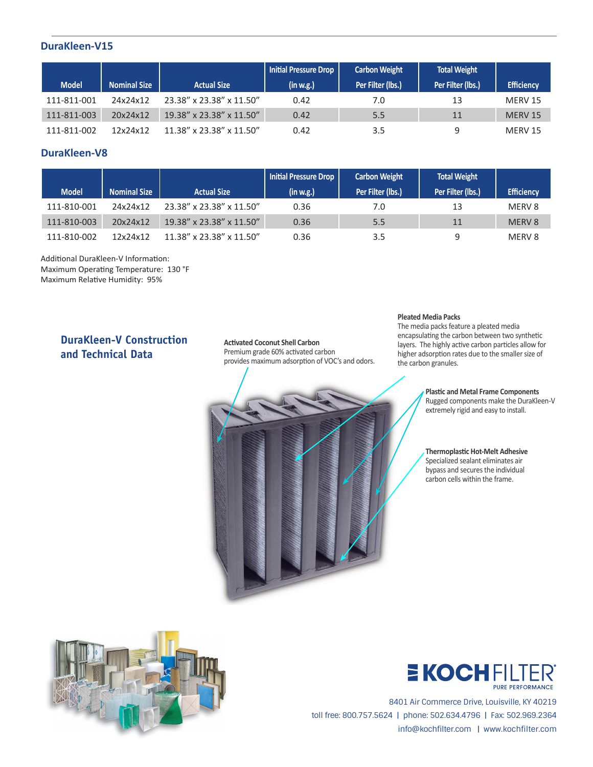## DuraKleen-V15

| Model | Nominal Size | Actual Size | Initial Pressure Drop (in w.g.) | Carbon Weight Per Filter (lbs.) | Total Weight Per Filter (lbs.) | Efficiency |
|---|---|---|---|---|---|---|
| 111-811-001 | 24x24x12 | 23.38" x 23.38" x 11.50" | 0.42 | 7.0 | 13 | MERV 15 |
| 111-811-003 | 20x24x12 | 19.38" x 23.38" x 11.50" | 0.42 | 5.5 | 11 | MERV 15 |
| 111-811-002 | 12x24x12 | 11.38" x 23.38" x 11.50" | 0.42 | 3.5 | 9 | MERV 15 |

## DuraKleen-V8

| Model | Nominal Size | Actual Size | Initial Pressure Drop (in w.g.) | Carbon Weight Per Filter (lbs.) | Total Weight Per Filter (lbs.) | Efficiency |
|---|---|---|---|---|---|---|
| 111-810-001 | 24x24x12 | 23.38" x 23.38" x 11.50" | 0.36 | 7.0 | 13 | MERV 8 |
| 111-810-003 | 20x24x12 | 19.38" x 23.38" x 11.50" | 0.36 | 5.5 | 11 | MERV 8 |
| 111-810-002 | 12x24x12 | 11.38" x 23.38" x 11.50" | 0.36 | 3.5 | 9 | MERV 8 |

Additional DuraKleen-V Information:
Maximum Operating Temperature: 130 °F
Maximum Relative Humidity: 95%

## DuraKleen-V Construction and Technical Data

**Activated Coconut Shell Carbon**
Premium grade 60% activated carbon provides maximum adsorption of VOC's and odors.

**Pleated Media Packs**
The media packs feature a pleated media encapsulating the carbon between two synthetic layers. The highly active carbon particles allow for higher adsorption rates due to the smaller size of the carbon granules.

**Plastic and Metal Frame Components**
Rugged components make the DuraKleen-V extremely rigid and easy to install.

**Thermoplastic Hot-Melt Adhesive**
Specialized sealant eliminates air bypass and secures the individual carbon cells within the frame.

KOCH FILTER
PURE PERFORMANCE

8401 Air Commerce Drive, Louisville, KY 40219
toll free: 800.757.5624 | phone: 502.634.4796 | Fax: 502.969.2364
info@kochfilter.com | www.kochfilter.com